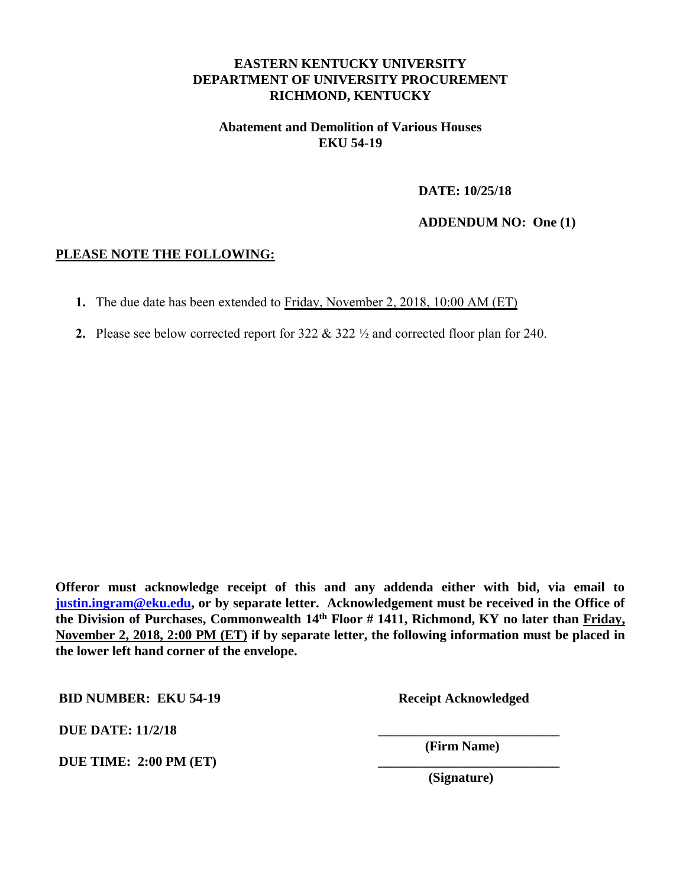# EASTERN KENTUCKY UNIVERSITY
# DEPARTMENT OF UNIVERSITY PROCUREMENT
# RICHMOND, KENTUCKY

## Abatement and Demolition of Various Houses
## EKU 54-19

**DATE: 10/25/18**

**ADDENDUM NO: One (1)**

**PLEASE NOTE THE FOLLOWING:**

1. The due date has been extended to Friday, November 2, 2018, 10:00 AM (ET)
2. Please see below corrected report for 322 & 322 ½ and corrected floor plan for 240.

**Offeror must acknowledge receipt of this and any addenda either with bid, via email to justin.ingram@eku.edu, or by separate letter. Acknowledgement must be received in the Office of the Division of Purchases, Commonwealth 14th Floor # 1411, Richmond, KY no later than Friday, November 2, 2018, 2:00 PM (ET) if by separate letter, the following information must be placed in the lower left hand corner of the envelope.**

**BID NUMBER: EKU 54-19**

**DUE DATE: 11/2/18**

**DUE TIME: 2:00 PM (ET)**

**Receipt Acknowledged**

\_\_\_\_\_\_\_\_\_\_\_\_\_\_\_\_\_\_\_\_\_\_\_\_\_\_\_

**(Firm Name)**

\_\_\_\_\_\_\_\_\_\_\_\_\_\_\_\_\_\_\_\_\_\_\_\_\_\_\_

**(Signature)**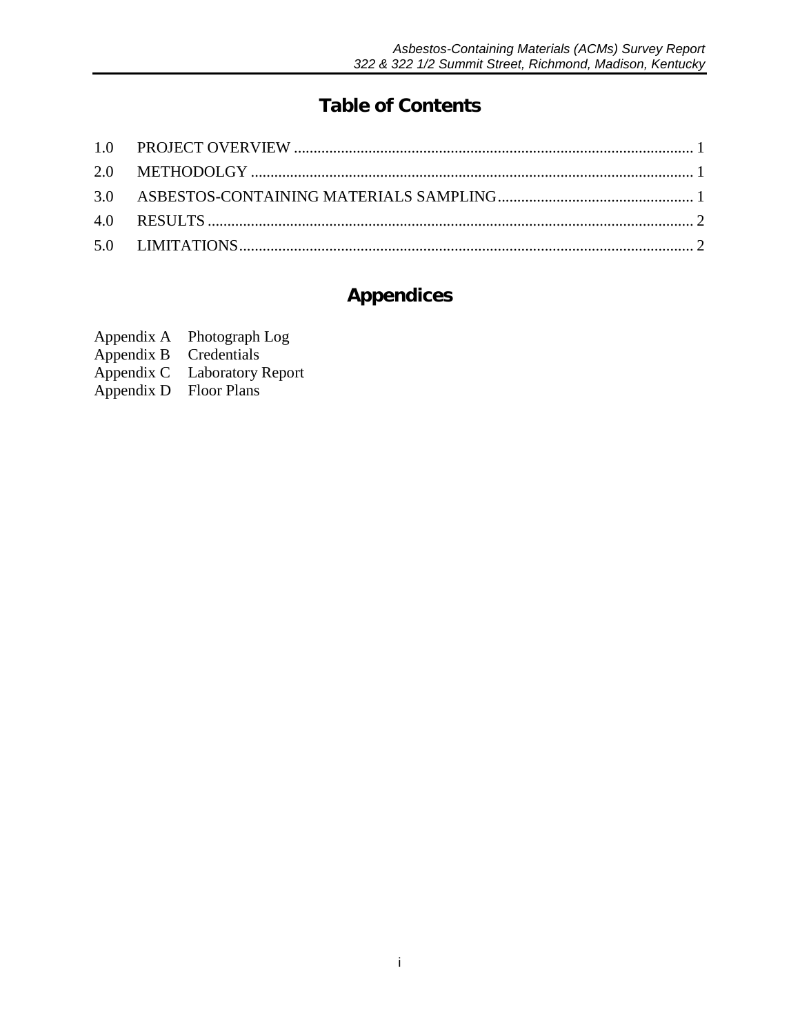# Table of Contents

1.0 PROJECT OVERVIEW ..... 1
2.0 METHODOLGY ..... 1
3.0 ASBESTOS-CONTAINING MATERIALS SAMPLING ..... 1
4.0 RESULTS ..... 2
5.0 LIMITATIONS ..... 2

# Appendices

Appendix A Photograph Log
Appendix B Credentials
Appendix C Laboratory Report
Appendix D Floor Plans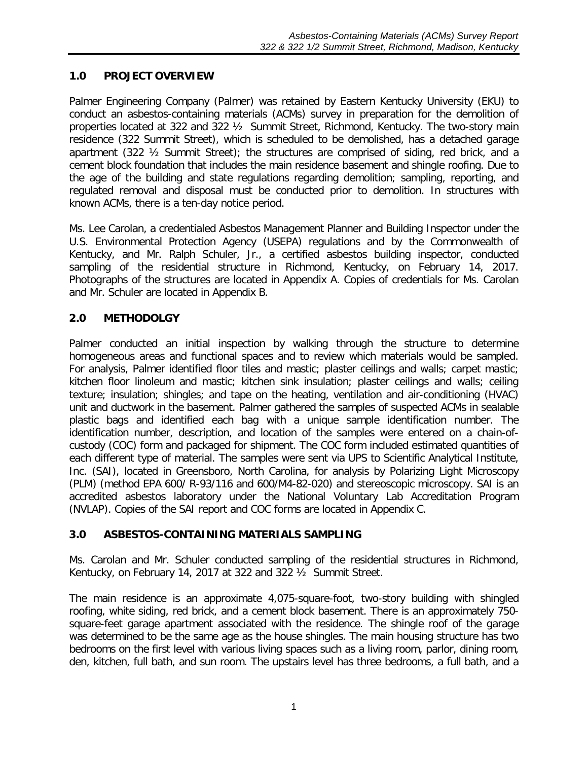## 1.0 PROJECT OVERVIEW

Palmer Engineering Company (Palmer) was retained by Eastern Kentucky University (EKU) to conduct an asbestos-containing materials (ACMs) survey in preparation for the demolition of properties located at 322 and 322 ½ Summit Street, Richmond, Kentucky. The two-story main residence (322 Summit Street), which is scheduled to be demolished, has a detached garage apartment (322 ½ Summit Street); the structures are comprised of siding, red brick, and a cement block foundation that includes the main residence basement and shingle roofing. Due to the age of the building and state regulations regarding demolition; sampling, reporting, and regulated removal and disposal must be conducted prior to demolition. In structures with known ACMs, there is a ten-day notice period.

Ms. Lee Carolan, a credentialed Asbestos Management Planner and Building Inspector under the U.S. Environmental Protection Agency (USEPA) regulations and by the Commonwealth of Kentucky, and Mr. Ralph Schuler, Jr., a certified asbestos building inspector, conducted sampling of the residential structure in Richmond, Kentucky, on February 14, 2017. Photographs of the structures are located in Appendix A. Copies of credentials for Ms. Carolan and Mr. Schuler are located in Appendix B.

## 2.0 METHODOLGY

Palmer conducted an initial inspection by walking through the structure to determine homogeneous areas and functional spaces and to review which materials would be sampled. For analysis, Palmer identified floor tiles and mastic; plaster ceilings and walls; carpet mastic; kitchen floor linoleum and mastic; kitchen sink insulation; plaster ceilings and walls; ceiling texture; insulation; shingles; and tape on the heating, ventilation and air-conditioning (HVAC) unit and ductwork in the basement. Palmer gathered the samples of suspected ACMs in sealable plastic bags and identified each bag with a unique sample identification number. The identification number, description, and location of the samples were entered on a chain-of-custody (COC) form and packaged for shipment. The COC form included estimated quantities of each different type of material. The samples were sent via UPS to Scientific Analytical Institute, Inc. (SAI), located in Greensboro, North Carolina, for analysis by Polarizing Light Microscopy (PLM) (method EPA 600/ R-93/116 and 600/M4-82-020) and stereoscopic microscopy. SAI is an accredited asbestos laboratory under the National Voluntary Lab Accreditation Program (NVLAP). Copies of the SAI report and COC forms are located in Appendix C.

## 3.0 ASBESTOS-CONTAINING MATERIALS SAMPLING

Ms. Carolan and Mr. Schuler conducted sampling of the residential structures in Richmond, Kentucky, on February 14, 2017 at 322 and 322 ½ Summit Street.

The main residence is an approximate 4,075-square-foot, two-story building with shingled roofing, white siding, red brick, and a cement block basement. There is an approximately 750-square-feet garage apartment associated with the residence. The shingle roof of the garage was determined to be the same age as the house shingles. The main housing structure has two bedrooms on the first level with various living spaces such as a living room, parlor, dining room, den, kitchen, full bath, and sun room. The upstairs level has three bedrooms, a full bath, and a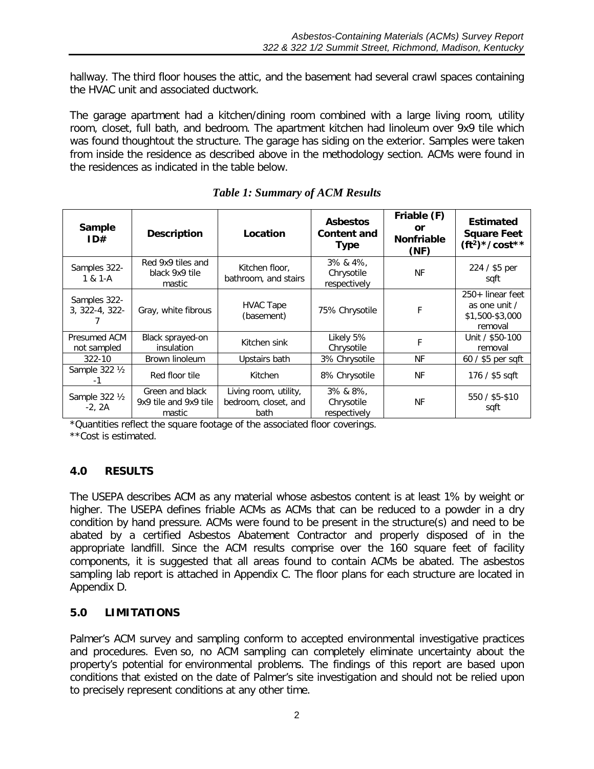hallway. The third floor houses the attic, and the basement had several crawl spaces containing the HVAC unit and associated ductwork.

The garage apartment had a kitchen/dining room combined with a large living room, utility room, closet, full bath, and bedroom. The apartment kitchen had linoleum over 9x9 tile which was found thoughtout the structure. The garage has siding on the exterior. Samples were taken from inside the residence as described above in the methodology section. ACMs were found in the residences as indicated in the table below.

*Table 1: Summary of ACM Results*

| Sample ID# | Description | Location | Asbestos Content and Type | Friable (F) or Nonfriable (NF) | Estimated Square Feet ($ft^2$)*/cost** |
|---|---|---|---|---|---|
| Samples 322-1 & 1-A | Red 9x9 tiles and black 9x9 tile mastic | Kitchen floor, bathroom, and stairs | 3% & 4%, Chrysotile respectively | NF | 224 / $5 per sqft |
| Samples 322-3, 322-4, 322-7 | Gray, white fibrous | HVAC Tape (basement) | 75% Chrysotile | F | 250+ linear feet as one unit / $1,500-$3,000 removal |
| Presumed ACM not sampled | Black sprayed-on insulation | Kitchen sink | Likely 5% Chrysotile | F | Unit / $50-100 removal |
| 322-10 | Brown linoleum | Upstairs bath | 3% Chrysotile | NF | 60 / $5 per sqft |
| Sample 322 ½ -1 | Red floor tile | Kitchen | 8% Chrysotile | NF | 176 / $5 sqft |
| Sample 322 ½ -2, 2A | Green and black 9x9 tile and 9x9 tile mastic | Living room, utility, bedroom, closet, and bath | 3% & 8%, Chrysotile respectively | NF | 550 / $5-$10 sqft |

*Quantities reflect the square footage of the associated floor coverings.
**Cost is estimated.

## 4.0 RESULTS

The USEPA describes ACM as any material whose asbestos content is at least 1% by weight or higher. The USEPA defines friable ACMs as ACMs that can be reduced to a powder in a dry condition by hand pressure. ACMs were found to be present in the structure(s) and need to be abated by a certified Asbestos Abatement Contractor and properly disposed of in the appropriate landfill. Since the ACM results comprise over the 160 square feet of facility components, it is suggested that all areas found to contain ACMs be abated. The asbestos sampling lab report is attached in Appendix C. The floor plans for each structure are located in Appendix D.

## 5.0 LIMITATIONS

Palmer's ACM survey and sampling conform to accepted environmental investigative practices and procedures. Even so, no ACM sampling can completely eliminate uncertainty about the property's potential for environmental problems. The findings of this report are based upon conditions that existed on the date of Palmer's site investigation and should not be relied upon to precisely represent conditions at any other time.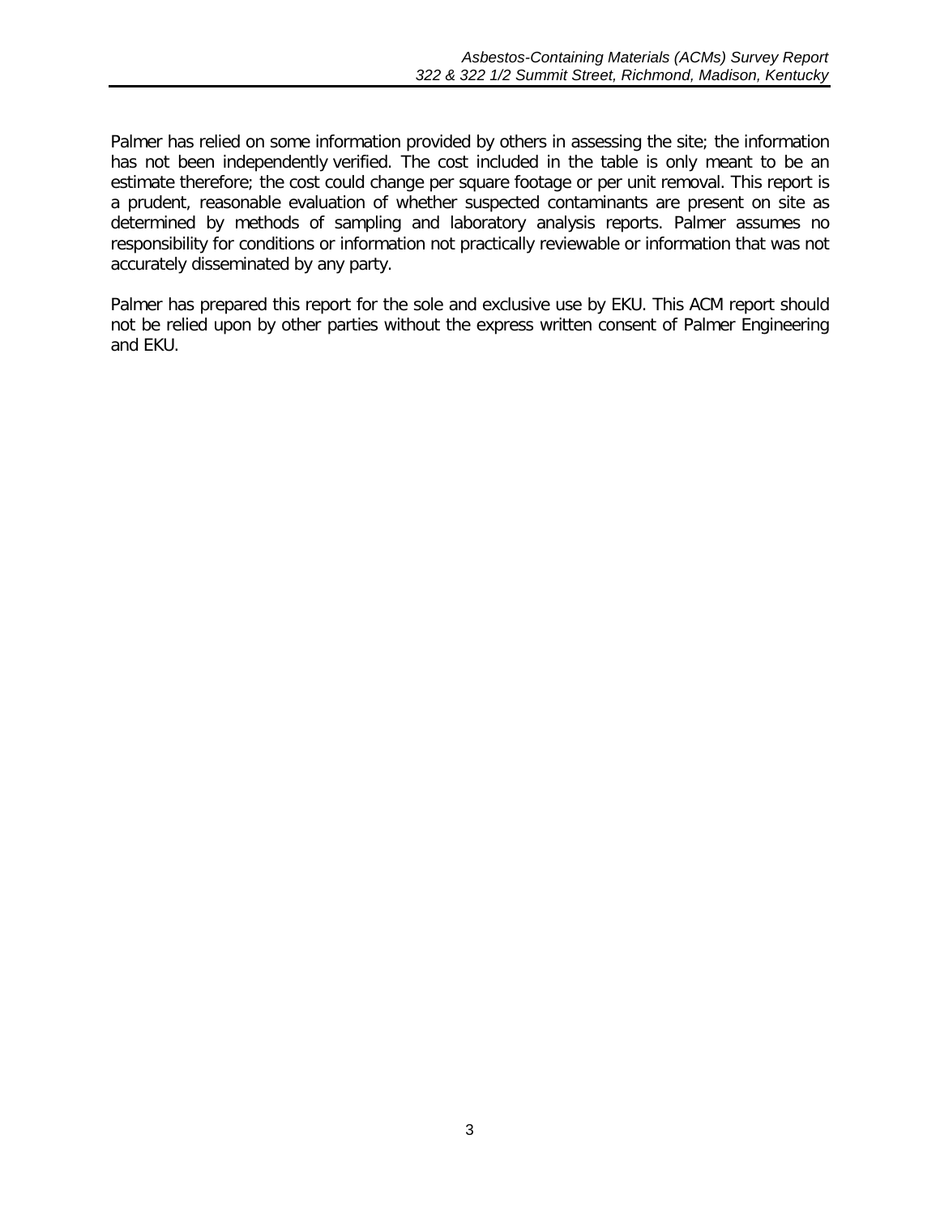Palmer has relied on some information provided by others in assessing the site; the information has not been independently verified. The cost included in the table is only meant to be an estimate therefore; the cost could change per square footage or per unit removal. This report is a prudent, reasonable evaluation of whether suspected contaminants are present on site as determined by methods of sampling and laboratory analysis reports. Palmer assumes no responsibility for conditions or information not practically reviewable or information that was not accurately disseminated by any party.

Palmer has prepared this report for the sole and exclusive use by EKU. This ACM report should not be relied upon by other parties without the express written consent of Palmer Engineering and EKU.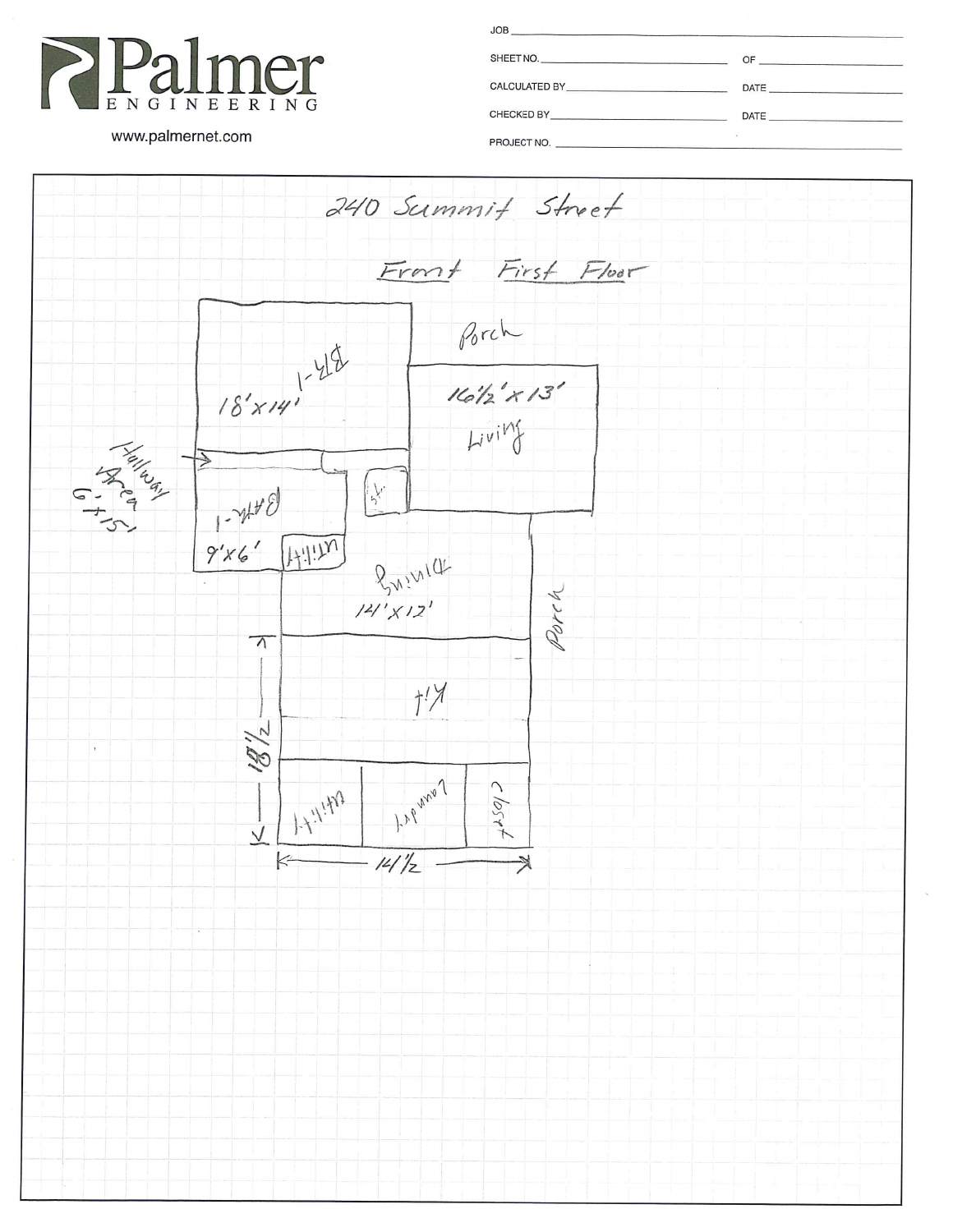Palmer ENGINEERING

www.palmernet.com

JOB

SHEET NO. OF

CALCULATED BY DATE

CHECKED BY DATE

PROJECT NO.

# 240 Summit Street

## Front First Floor

Porch

BR-1 18'x14'

Living 16½'x13'

Hallway Area 6'+15'

Bath-1 9'x6'

St.

Utility

Dining 14'x12'

Porch

Kit

18½

Utility

Laundry

Closet

14½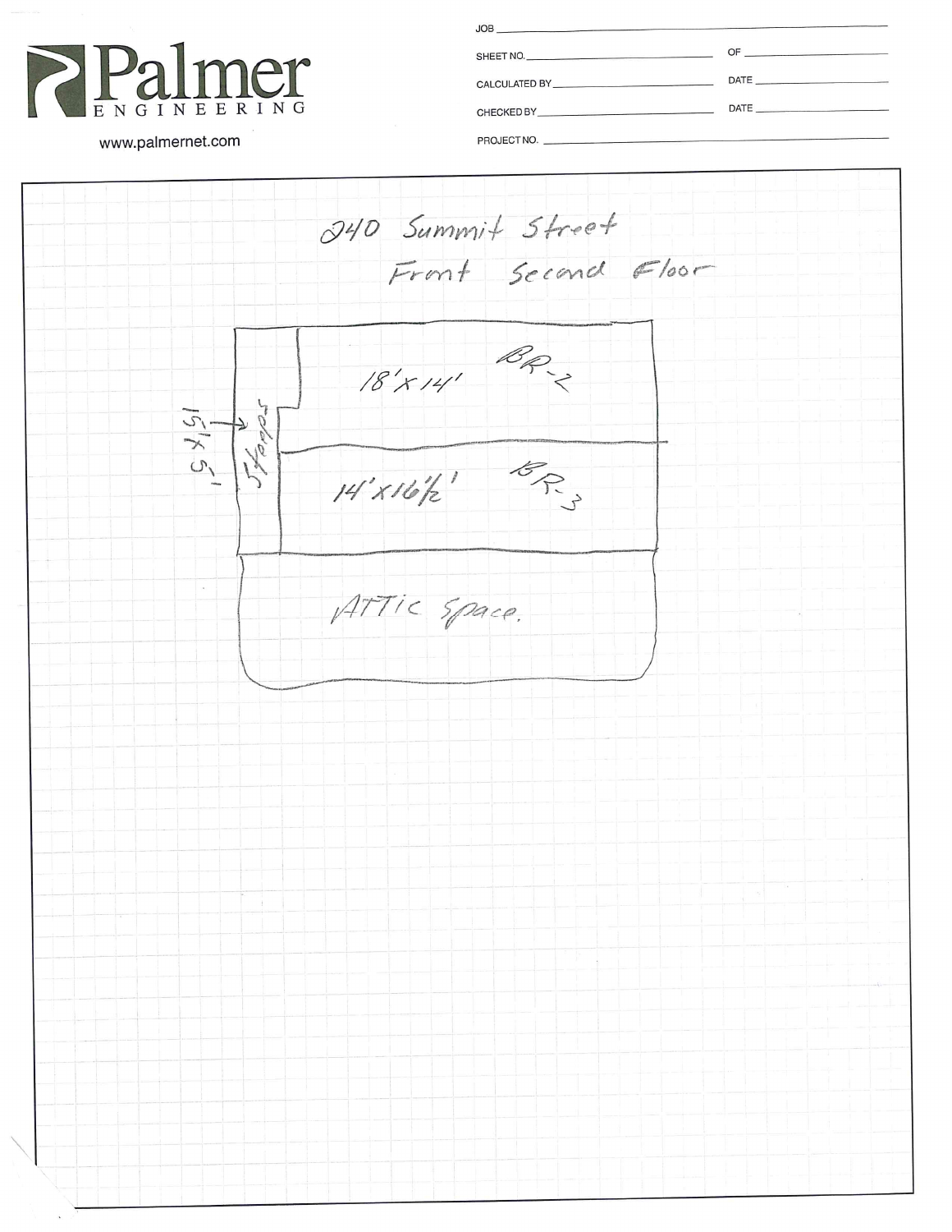Palmer ENGINEERING

www.palmernet.com

JOB

SHEET NO. OF

CALCULATED BY DATE

CHECKED BY DATE

PROJECT NO.

240 Summit Street
Front Second Floor

18'x14' BR-2

15'x5'

Steps

14'x16½' BR-3

ATTIC Space.